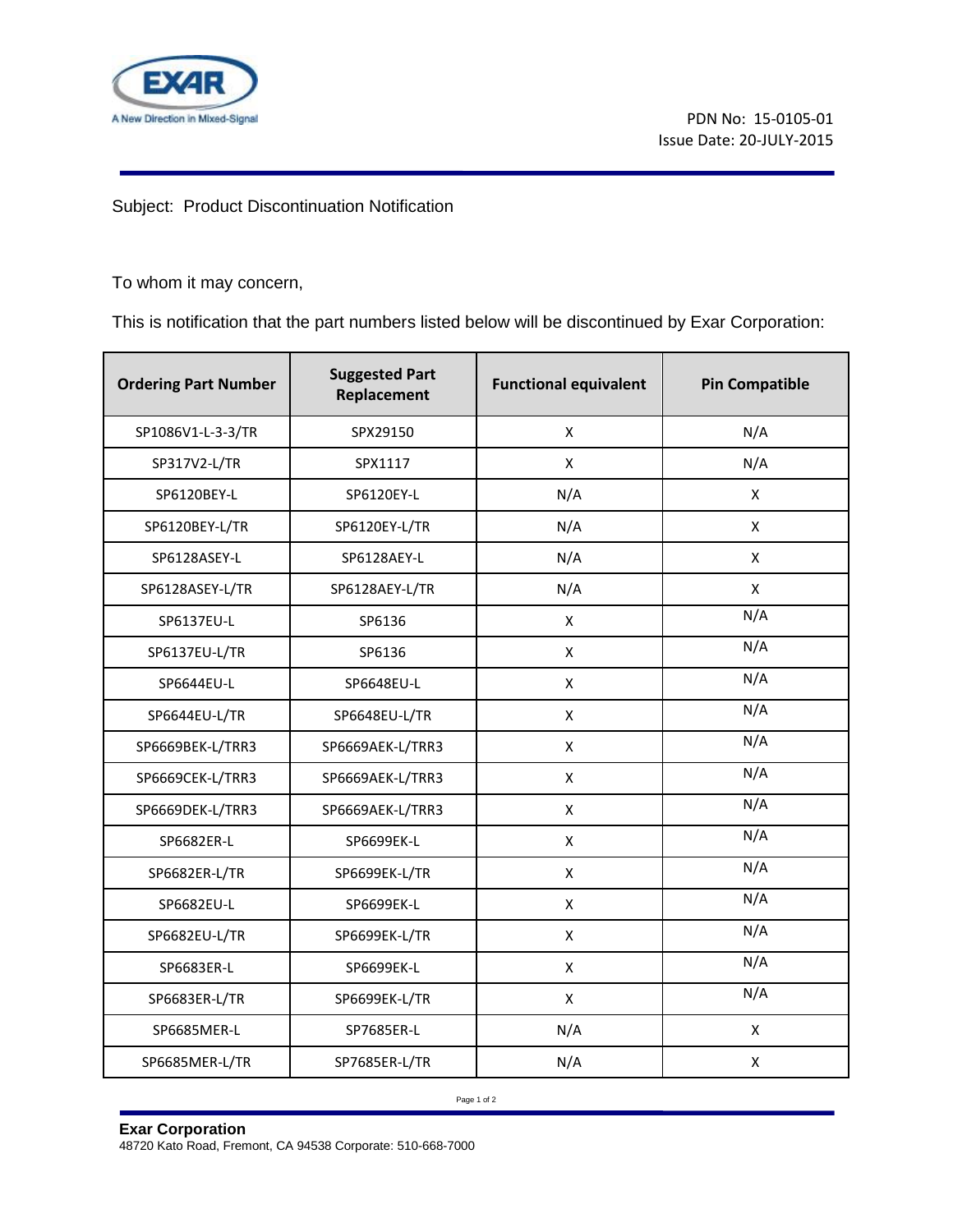PDN No: 15-0105-01
Issue Date: 20-JULY-2015

Subject: Product Discontinuation Notification

To whom it may concern,

This is notification that the part numbers listed below will be discontinued by Exar Corporation:

| Ordering Part Number | Suggested Part Replacement | Functional equivalent | Pin Compatible |
|---|---|---|---|
| SP1086V1-L-3-3/TR | SPX29150 | X | N/A |
| SP317V2-L/TR | SPX1117 | X | N/A |
| SP6120BEY-L | SP6120EY-L | N/A | X |
| SP6120BEY-L/TR | SP6120EY-L/TR | N/A | X |
| SP6128ASEY-L | SP6128AEY-L | N/A | X |
| SP6128ASEY-L/TR | SP6128AEY-L/TR | N/A | X |
| SP6137EU-L | SP6136 | X | N/A |
| SP6137EU-L/TR | SP6136 | X | N/A |
| SP6644EU-L | SP6648EU-L | X | N/A |
| SP6644EU-L/TR | SP6648EU-L/TR | X | N/A |
| SP6669BEK-L/TRR3 | SP6669AEK-L/TRR3 | X | N/A |
| SP6669CEK-L/TRR3 | SP6669AEK-L/TRR3 | X | N/A |
| SP6669DEK-L/TRR3 | SP6669AEK-L/TRR3 | X | N/A |
| SP6682ER-L | SP6699EK-L | X | N/A |
| SP6682ER-L/TR | SP6699EK-L/TR | X | N/A |
| SP6682EU-L | SP6699EK-L | X | N/A |
| SP6682EU-L/TR | SP6699EK-L/TR | X | N/A |
| SP6683ER-L | SP6699EK-L | X | N/A |
| SP6683ER-L/TR | SP6699EK-L/TR | X | N/A |
| SP6685MER-L | SP7685ER-L | N/A | X |
| SP6685MER-L/TR | SP7685ER-L/TR | N/A | X |

**Exar Corporation**
48720 Kato Road, Fremont, CA 94538 Corporate: 510-668-7000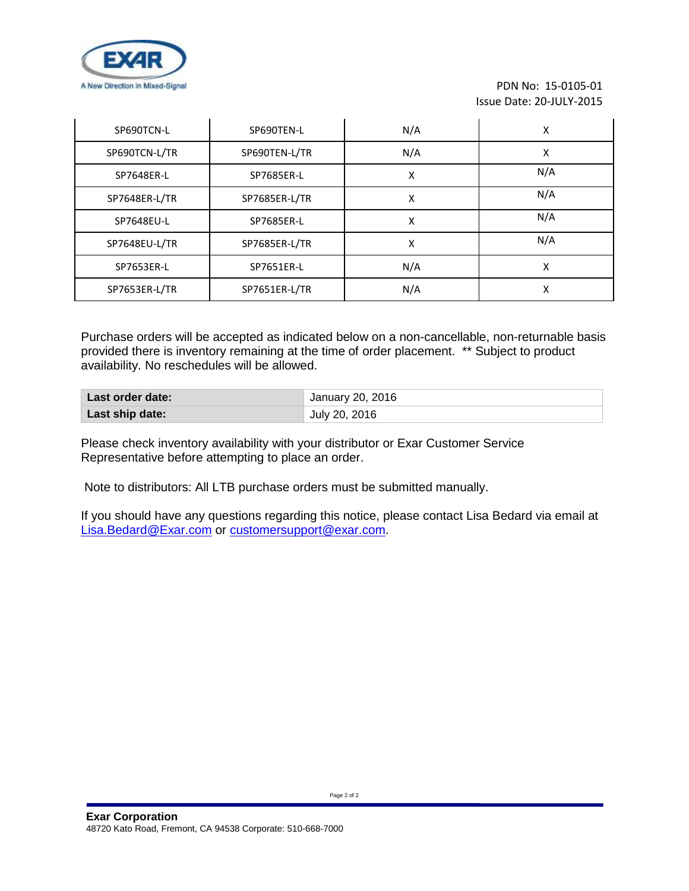| | | | |
|---|---|---|---|
| SP690TCN-L | SP690TEN-L | N/A | X |
| SP690TCN-L/TR | SP690TEN-L/TR | N/A | X |
| SP7648ER-L | SP7685ER-L | X | N/A |
| SP7648ER-L/TR | SP7685ER-L/TR | X | N/A |
| SP7648EU-L | SP7685ER-L | X | N/A |
| SP7648EU-L/TR | SP7685ER-L/TR | X | N/A |
| SP7653ER-L | SP7651ER-L | N/A | X |
| SP7653ER-L/TR | SP7651ER-L/TR | N/A | X |

Purchase orders will be accepted as indicated below on a non-cancellable, non-returnable basis provided there is inventory remaining at the time of order placement. ** Subject to product availability. No reschedules will be allowed.

| | |
|---|---|
| **Last order date:** | January 20, 2016 |
| **Last ship date:** | July 20, 2016 |

Please check inventory availability with your distributor or Exar Customer Service Representative before attempting to place an order.

Note to distributors: All LTB purchase orders must be submitted manually.

If you should have any questions regarding this notice, please contact Lisa Bedard via email at Lisa.Bedard@Exar.com or customersupport@exar.com.

**Exar Corporation**
48720 Kato Road, Fremont, CA 94538 Corporate: 510-668-7000